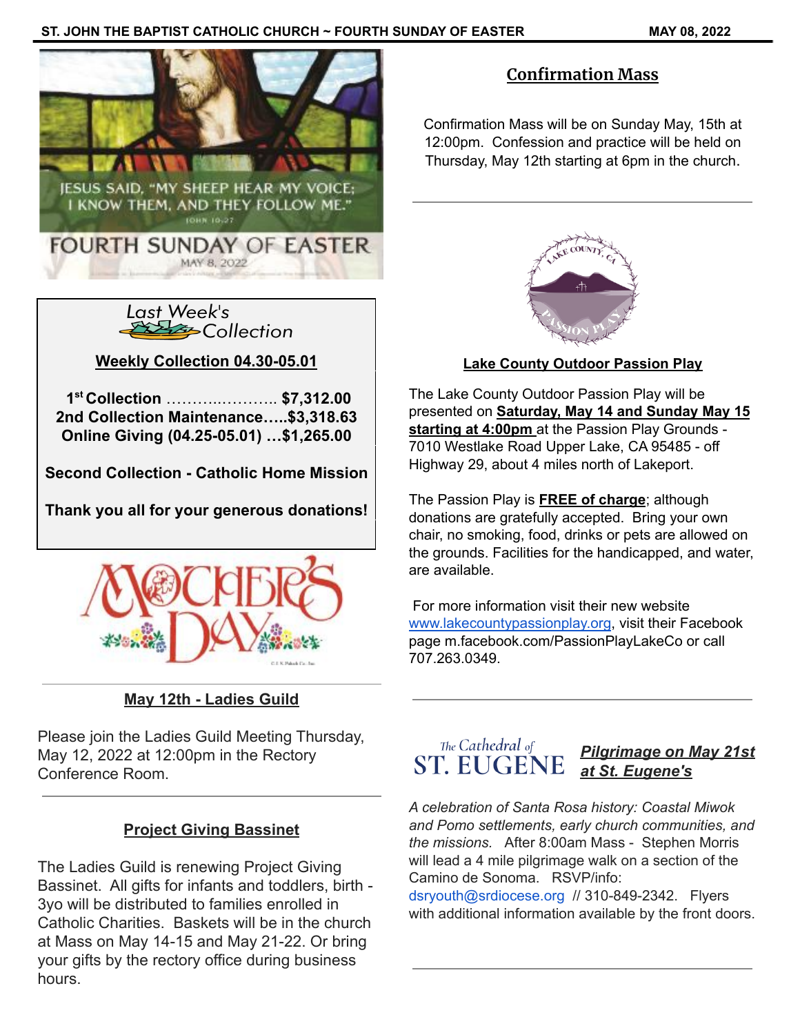JESUS SAID, "MY SHEEP HEAR MY VOICE; I KNOW THEM, AND THEY FOLLOW ME."
JOHN 10:27

# FOURTH SUNDAY OF EASTER

MAY 8, 2022

## Last Week's Collection

**Weekly Collection 04.30-05.01**

**1st Collection ……….………... $7,312.00**
**2nd Collection Maintenance…..$3,318.63**
**Online Giving (04.25-05.01) …$1,265.00**

**Second Collection - Catholic Home Mission**

**Thank you all for your generous donations!**

MOTHER'S DAY

## May 12th - Ladies Guild

Please join the Ladies Guild Meeting Thursday, May 12, 2022 at 12:00pm in the Rectory Conference Room.

## Project Giving Bassinet

The Ladies Guild is renewing Project Giving Bassinet. All gifts for infants and toddlers, birth - 3yo will be distributed to families enrolled in Catholic Charities. Baskets will be in the church at Mass on May 14-15 and May 21-22. Or bring your gifts by the rectory office during business hours.

## Confirmation Mass

Confirmation Mass will be on Sunday May, 15th at 12:00pm. Confession and practice will be held on Thursday, May 12th starting at 6pm in the church.

## Lake County Outdoor Passion Play

The Lake County Outdoor Passion Play will be presented on **Saturday, May 14 and Sunday May 15 starting at 4:00pm** at the Passion Play Grounds - 7010 Westlake Road Upper Lake, CA 95485 - off Highway 29, about 4 miles north of Lakeport.

The Passion Play is **FREE of charge**; although donations are gratefully accepted. Bring your own chair, no smoking, food, drinks or pets are allowed on the grounds. Facilities for the handicapped, and water, are available.

For more information visit their new website www.lakecountypassionplay.org, visit their Facebook page m.facebook.com/PassionPlayLakeCo or call 707.263.0349.

## The Cathedral of ST. EUGENE — *Pilgrimage on May 21st at St. Eugene's*

*A celebration of Santa Rosa history: Coastal Miwok and Pomo settlements, early church communities, and the missions.* After 8:00am Mass - Stephen Morris will lead a 4 mile pilgrimage walk on a section of the Camino de Sonoma. RSVP/info: dsryouth@srdiocese.org // 310-849-2342. Flyers with additional information available by the front doors.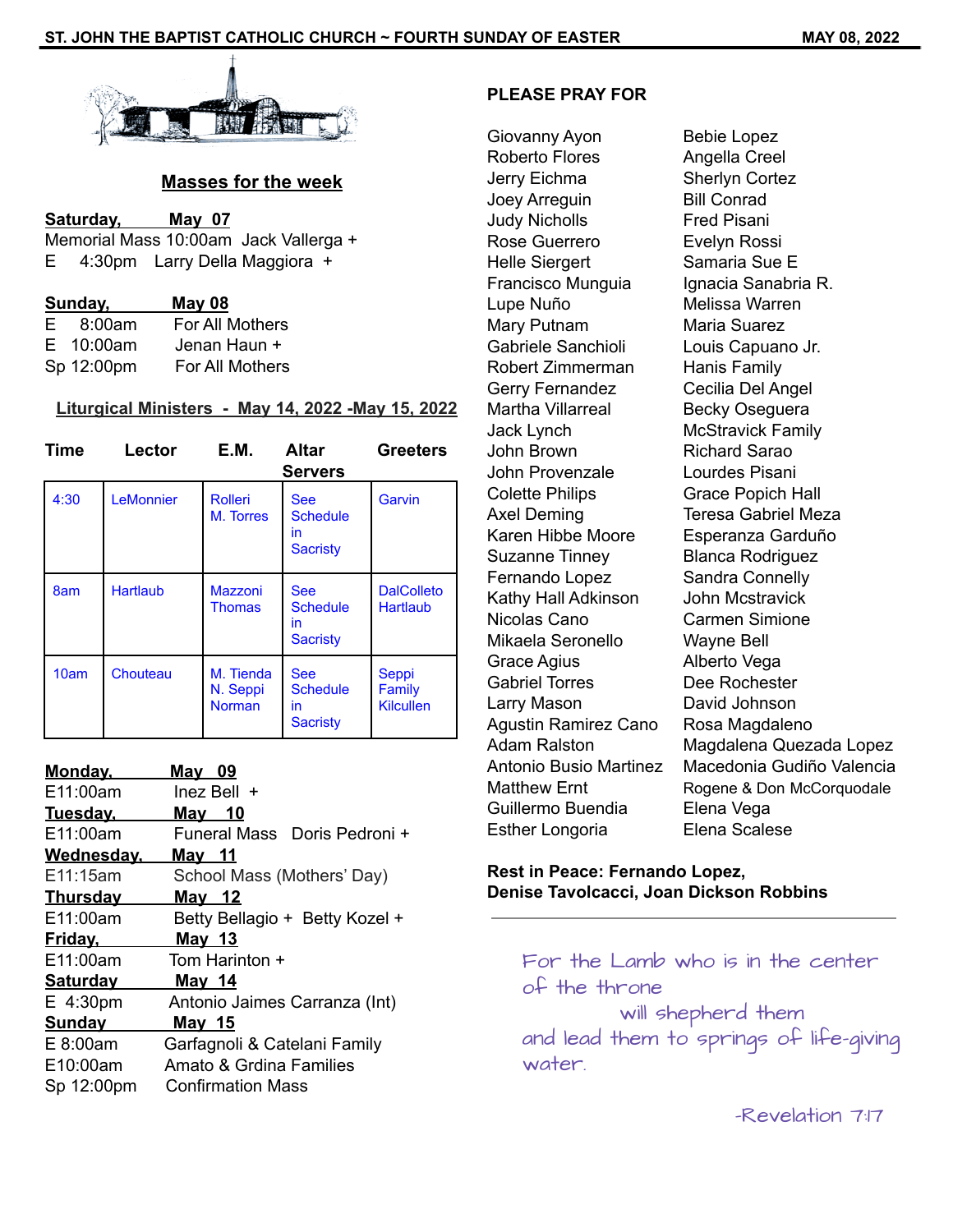## Masses for the week

**Saturday, May 07**
Memorial Mass 10:00am Jack Vallerga +
E 4:30pm Larry Della Maggiora +

**Sunday, May 08**
E 8:00am For All Mothers
E 10:00am Jenan Haun +
Sp 12:00pm For All Mothers

**Liturgical Ministers - May 14, 2022 -May 15, 2022**

| Time | Lector | E.M. | Altar Servers | Greeters |
|---|---|---|---|---|
| 4:30 | LeMonnier | Rolleri M. Torres | See Schedule in Sacristy | Garvin |
| 8am | Hartlaub | Mazzoni Thomas | See Schedule in Sacristy | DalColleto Hartlaub |
| 10am | Chouteau | M. Tienda N. Seppi Norman | See Schedule in Sacristy | Seppi Family Kilcullen |

**Monday, May 09**
E11:00am Inez Bell +
**Tuesday, May 10**
E11:00am Funeral Mass Doris Pedroni +
**Wednesday, May 11**
E11:15am School Mass (Mothers' Day)
**Thursday May 12**
E11:00am Betty Bellagio + Betty Kozel +
**Friday, May 13**
E11:00am Tom Harinton +
**Saturday May 14**
E 4:30pm Antonio Jaimes Carranza (Int)
**Sunday May 15**
E 8:00am Garfagnoli & Catelani Family
E10:00am Amato & Grdina Families
Sp 12:00pm Confirmation Mass

## PLEASE PRAY FOR

Giovanny Ayon
Roberto Flores
Jerry Eichma
Joey Arreguin
Judy Nicholls
Rose Guerrero
Helle Siergert
Francisco Munguia
Lupe Nuño
Mary Putnam
Gabriele Sanchioli
Robert Zimmerman
Gerry Fernandez
Martha Villarreal
Jack Lynch
John Brown
John Provenzale
Colette Philips
Axel Deming
Karen Hibbe Moore
Suzanne Tinney
Fernando Lopez
Kathy Hall Adkinson
Nicolas Cano
Mikaela Seronello
Grace Agius
Gabriel Torres
Larry Mason
Agustin Ramirez Cano
Adam Ralston
Antonio Busio Martinez
Matthew Ernt
Guillermo Buendia
Esther Longoria
Bebie Lopez
Angella Creel
Sherlyn Cortez
Bill Conrad
Fred Pisani
Evelyn Rossi
Samaria Sue E
Ignacia Sanabria R.
Melissa Warren
Maria Suarez
Louis Capuano Jr.
Hanis Family
Cecilia Del Angel
Becky Oseguera
McStravick Family
Richard Sarao
Lourdes Pisani
Grace Popich Hall
Teresa Gabriel Meza
Esperanza Garduño
Blanca Rodriguez
Sandra Connelly
John Mcstravick
Carmen Simione
Wayne Bell
Alberto Vega
Dee Rochester
David Johnson
Rosa Magdaleno
Magdalena Quezada Lopez
Macedonia Gudiño Valencia
Rogene & Don McCorquodale
Elena Vega
Elena Scalese

**Rest in Peace: Fernando Lopez, Denise Tavolcacci, Joan Dickson Robbins**

*For the Lamb who is in the center of the throne will shepherd them and lead them to springs of life-giving water.*

*-Revelation 7:17*